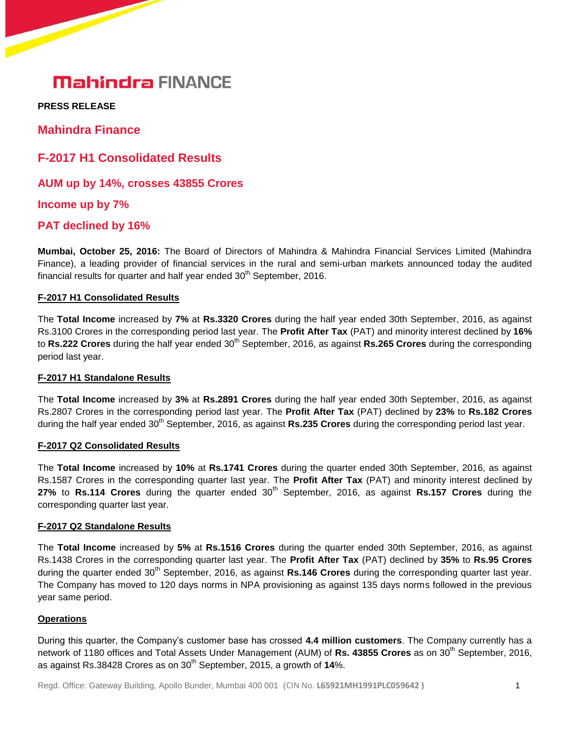# Mahindra FINANCE

**PRESS RELEASE**

## Mahindra Finance

## F-2017 H1 Consolidated Results

### AUM up by 14%, crosses 43855 Crores

### Income up by 7%

### PAT declined by 16%

**Mumbai, October 25, 2016:** The Board of Directors of Mahindra & Mahindra Financial Services Limited (Mahindra Finance), a leading provider of financial services in the rural and semi-urban markets announced today the audited financial results for quarter and half year ended 30th September, 2016.

**F-2017 H1 Consolidated Results**

The **Total Income** increased by **7%** at **Rs.3320 Crores** during the half year ended 30th September, 2016, as against Rs.3100 Crores in the corresponding period last year. The **Profit After Tax** (PAT) and minority interest declined by **16%** to **Rs.222 Crores** during the half year ended 30th September, 2016, as against **Rs.265 Crores** during the corresponding period last year.

**F-2017 H1 Standalone Results**

The **Total Income** increased by **3%** at **Rs.2891 Crores** during the half year ended 30th September, 2016, as against Rs.2807 Crores in the corresponding period last year. The **Profit After Tax** (PAT) declined by **23%** to **Rs.182 Crores** during the half year ended 30th September, 2016, as against **Rs.235 Crores** during the corresponding period last year.

**F-2017 Q2 Consolidated Results**

The **Total Income** increased by **10%** at **Rs.1741 Crores** during the quarter ended 30th September, 2016, as against Rs.1587 Crores in the corresponding quarter last year. The **Profit After Tax** (PAT) and minority interest declined by **27%** to **Rs.114 Crores** during the quarter ended 30th September, 2016, as against **Rs.157 Crores** during the corresponding quarter last year.

**F-2017 Q2 Standalone Results**

The **Total Income** increased by **5%** at **Rs.1516 Crores** during the quarter ended 30th September, 2016, as against Rs.1438 Crores in the corresponding quarter last year. The **Profit After Tax** (PAT) declined by **35%** to **Rs.95 Crores** during the quarter ended 30th September, 2016, as against **Rs.146 Crores** during the corresponding quarter last year. The Company has moved to 120 days norms in NPA provisioning as against 135 days norms followed in the previous year same period.

**Operations**

During this quarter, the Company's customer base has crossed **4.4 million customers**. The Company currently has a network of 1180 offices and Total Assets Under Management (AUM) of **Rs. 43855 Crores** as on 30th September, 2016, as against Rs.38428 Crores as on 30th September, 2015, a growth of **14**%.

Regd. Office: Gateway Building, Apollo Bunder, Mumbai 400 001 (CIN No. **L65921MH1991PLC059642**)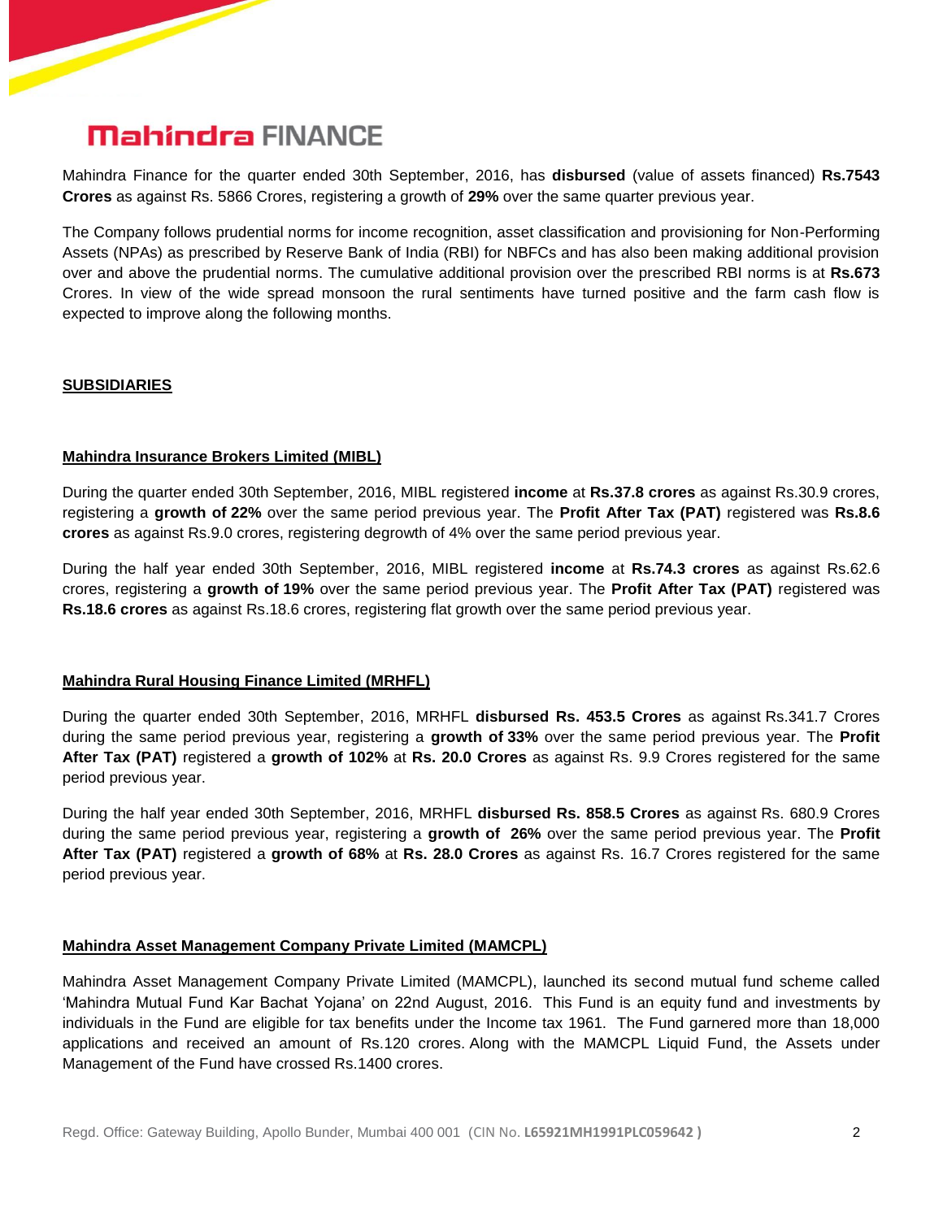Mahindra Finance for the quarter ended 30th September, 2016, has **disbursed** (value of assets financed) **Rs.7543 Crores** as against Rs. 5866 Crores, registering a growth of **29%** over the same quarter previous year.

The Company follows prudential norms for income recognition, asset classification and provisioning for Non-Performing Assets (NPAs) as prescribed by Reserve Bank of India (RBI) for NBFCs and has also been making additional provision over and above the prudential norms. The cumulative additional provision over the prescribed RBI norms is at **Rs.673** Crores. In view of the wide spread monsoon the rural sentiments have turned positive and the farm cash flow is expected to improve along the following months.

## SUBSIDIARIES

### Mahindra Insurance Brokers Limited (MIBL)

During the quarter ended 30th September, 2016, MIBL registered **income** at **Rs.37.8 crores** as against Rs.30.9 crores, registering a **growth of 22%** over the same period previous year. The **Profit After Tax (PAT)** registered was **Rs.8.6 crores** as against Rs.9.0 crores, registering degrowth of 4% over the same period previous year.

During the half year ended 30th September, 2016, MIBL registered **income** at **Rs.74.3 crores** as against Rs.62.6 crores, registering a **growth of 19%** over the same period previous year. The **Profit After Tax (PAT)** registered was **Rs.18.6 crores** as against Rs.18.6 crores, registering flat growth over the same period previous year.

### Mahindra Rural Housing Finance Limited (MRHFL)

During the quarter ended 30th September, 2016, MRHFL **disbursed Rs. 453.5 Crores** as against Rs.341.7 Crores during the same period previous year, registering a **growth of 33%** over the same period previous year. The **Profit After Tax (PAT)** registered a **growth of 102%** at **Rs. 20.0 Crores** as against Rs. 9.9 Crores registered for the same period previous year.

During the half year ended 30th September, 2016, MRHFL **disbursed Rs. 858.5 Crores** as against Rs. 680.9 Crores during the same period previous year, registering a **growth of 26%** over the same period previous year. The **Profit After Tax (PAT)** registered a **growth of 68%** at **Rs. 28.0 Crores** as against Rs. 16.7 Crores registered for the same period previous year.

### Mahindra Asset Management Company Private Limited (MAMCPL)

Mahindra Asset Management Company Private Limited (MAMCPL), launched its second mutual fund scheme called 'Mahindra Mutual Fund Kar Bachat Yojana' on 22nd August, 2016. This Fund is an equity fund and investments by individuals in the Fund are eligible for tax benefits under the Income tax 1961. The Fund garnered more than 18,000 applications and received an amount of Rs.120 crores. Along with the MAMCPL Liquid Fund, the Assets under Management of the Fund have crossed Rs.1400 crores.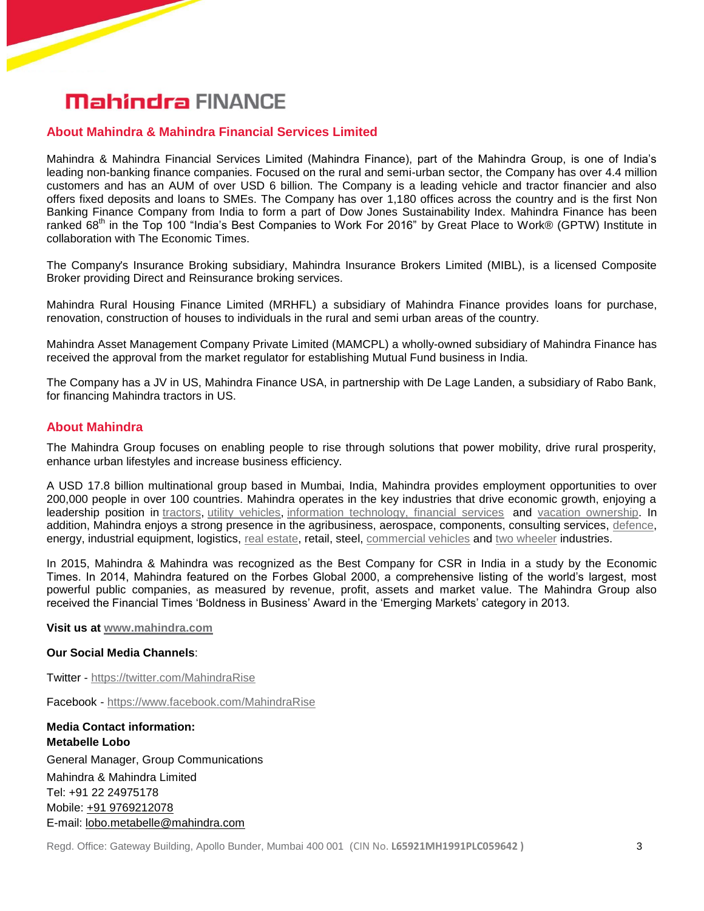**Mahindra FINANCE**

## About Mahindra & Mahindra Financial Services Limited

Mahindra & Mahindra Financial Services Limited (Mahindra Finance), part of the Mahindra Group, is one of India's leading non-banking finance companies. Focused on the rural and semi-urban sector, the Company has over 4.4 million customers and has an AUM of over USD 6 billion. The Company is a leading vehicle and tractor financier and also offers fixed deposits and loans to SMEs. The Company has over 1,180 offices across the country and is the first Non Banking Finance Company from India to form a part of Dow Jones Sustainability Index. Mahindra Finance has been ranked 68th in the Top 100 "India's Best Companies to Work For 2016" by Great Place to Work® (GPTW) Institute in collaboration with The Economic Times.

The Company's Insurance Broking subsidiary, Mahindra Insurance Brokers Limited (MIBL), is a licensed Composite Broker providing Direct and Reinsurance broking services.

Mahindra Rural Housing Finance Limited (MRHFL) a subsidiary of Mahindra Finance provides loans for purchase, renovation, construction of houses to individuals in the rural and semi urban areas of the country.

Mahindra Asset Management Company Private Limited (MAMCPL) a wholly-owned subsidiary of Mahindra Finance has received the approval from the market regulator for establishing Mutual Fund business in India.

The Company has a JV in US, Mahindra Finance USA, in partnership with De Lage Landen, a subsidiary of Rabo Bank, for financing Mahindra tractors in US.

## About Mahindra

The Mahindra Group focuses on enabling people to rise through solutions that power mobility, drive rural prosperity, enhance urban lifestyles and increase business efficiency.

A USD 17.8 billion multinational group based in Mumbai, India, Mahindra provides employment opportunities to over 200,000 people in over 100 countries. Mahindra operates in the key industries that drive economic growth, enjoying a leadership position in tractors, utility vehicles, information technology, financial services and vacation ownership. In addition, Mahindra enjoys a strong presence in the agribusiness, aerospace, components, consulting services, defence, energy, industrial equipment, logistics, real estate, retail, steel, commercial vehicles and two wheeler industries.

In 2015, Mahindra & Mahindra was recognized as the Best Company for CSR in India in a study by the Economic Times. In 2014, Mahindra featured on the Forbes Global 2000, a comprehensive listing of the world's largest, most powerful public companies, as measured by revenue, profit, assets and market value. The Mahindra Group also received the Financial Times 'Boldness in Business' Award in the 'Emerging Markets' category in 2013.

**Visit us at www.mahindra.com**

**Our Social Media Channels**:

Twitter - https://twitter.com/MahindraRise

Facebook - https://www.facebook.com/MahindraRise

**Media Contact information:**
**Metabelle Lobo**
General Manager, Group Communications
Mahindra & Mahindra Limited
Tel: +91 22 24975178
Mobile: +91 9769212078
E-mail: lobo.metabelle@mahindra.com

Regd. Office: Gateway Building, Apollo Bunder, Mumbai 400 001 (CIN No. **L65921MH1991PLC059642 )**